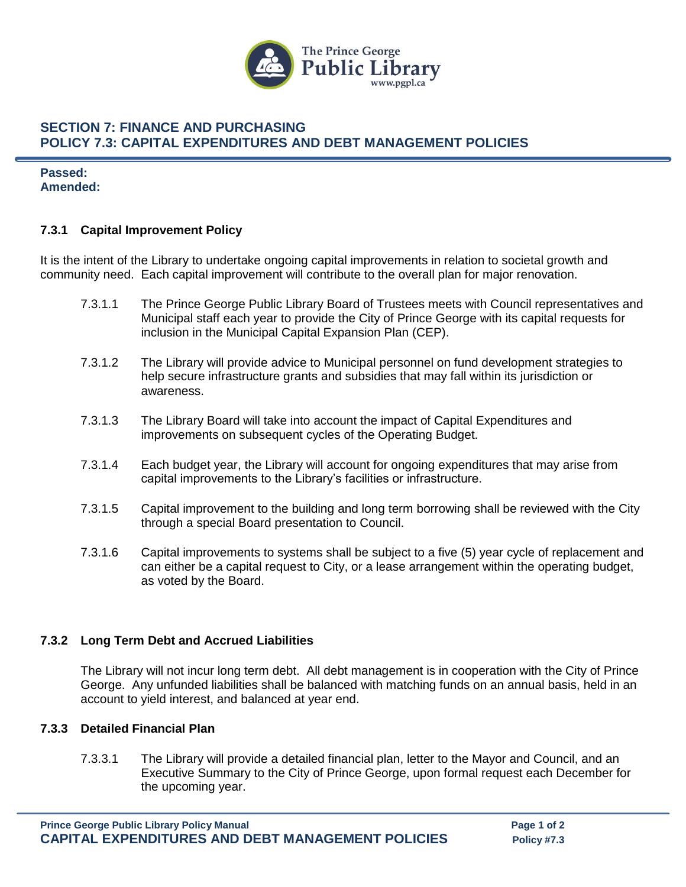## SECTION 7: FINANCE AND PURCHASING
## POLICY 7.3: CAPITAL EXPENDITURES AND DEBT MANAGEMENT POLICIES

**Passed:**
**Amended:**

### 7.3.1 Capital Improvement Policy

It is the intent of the Library to undertake ongoing capital improvements in relation to societal growth and community need. Each capital improvement will contribute to the overall plan for major renovation.

7.3.1.1 The Prince George Public Library Board of Trustees meets with Council representatives and Municipal staff each year to provide the City of Prince George with its capital requests for inclusion in the Municipal Capital Expansion Plan (CEP).

7.3.1.2 The Library will provide advice to Municipal personnel on fund development strategies to help secure infrastructure grants and subsidies that may fall within its jurisdiction or awareness.

7.3.1.3 The Library Board will take into account the impact of Capital Expenditures and improvements on subsequent cycles of the Operating Budget.

7.3.1.4 Each budget year, the Library will account for ongoing expenditures that may arise from capital improvements to the Library's facilities or infrastructure.

7.3.1.5 Capital improvement to the building and long term borrowing shall be reviewed with the City through a special Board presentation to Council.

7.3.1.6 Capital improvements to systems shall be subject to a five (5) year cycle of replacement and can either be a capital request to City, or a lease arrangement within the operating budget, as voted by the Board.

### 7.3.2 Long Term Debt and Accrued Liabilities

The Library will not incur long term debt. All debt management is in cooperation with the City of Prince George. Any unfunded liabilities shall be balanced with matching funds on an annual basis, held in an account to yield interest, and balanced at year end.

### 7.3.3 Detailed Financial Plan

7.3.3.1 The Library will provide a detailed financial plan, letter to the Mayor and Council, and an Executive Summary to the City of Prince George, upon formal request each December for the upcoming year.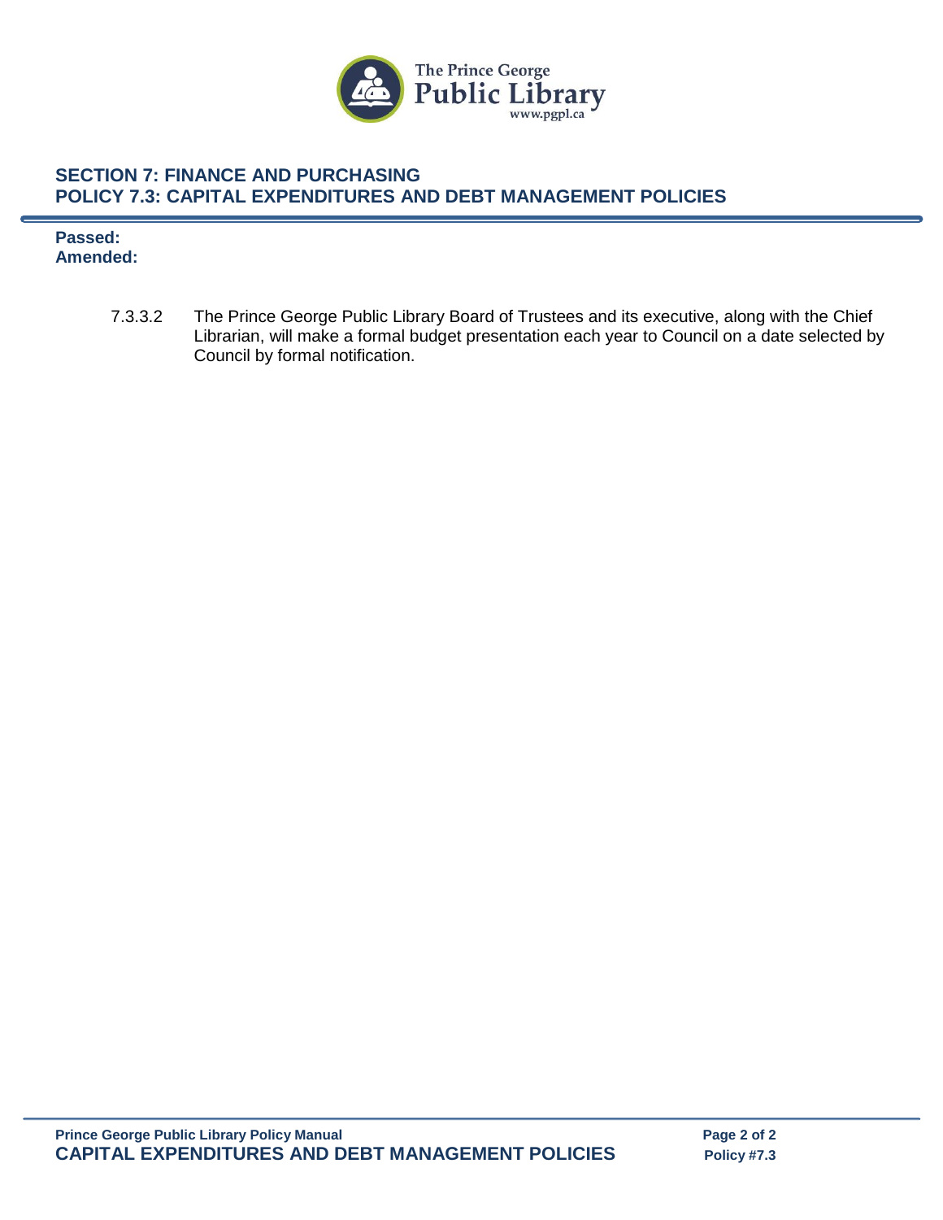## SECTION 7: FINANCE AND PURCHASING
## POLICY 7.3: CAPITAL EXPENDITURES AND DEBT MANAGEMENT POLICIES

**Passed:**
**Amended:**

7.3.3.2 The Prince George Public Library Board of Trustees and its executive, along with the Chief Librarian, will make a formal budget presentation each year to Council on a date selected by Council by formal notification.